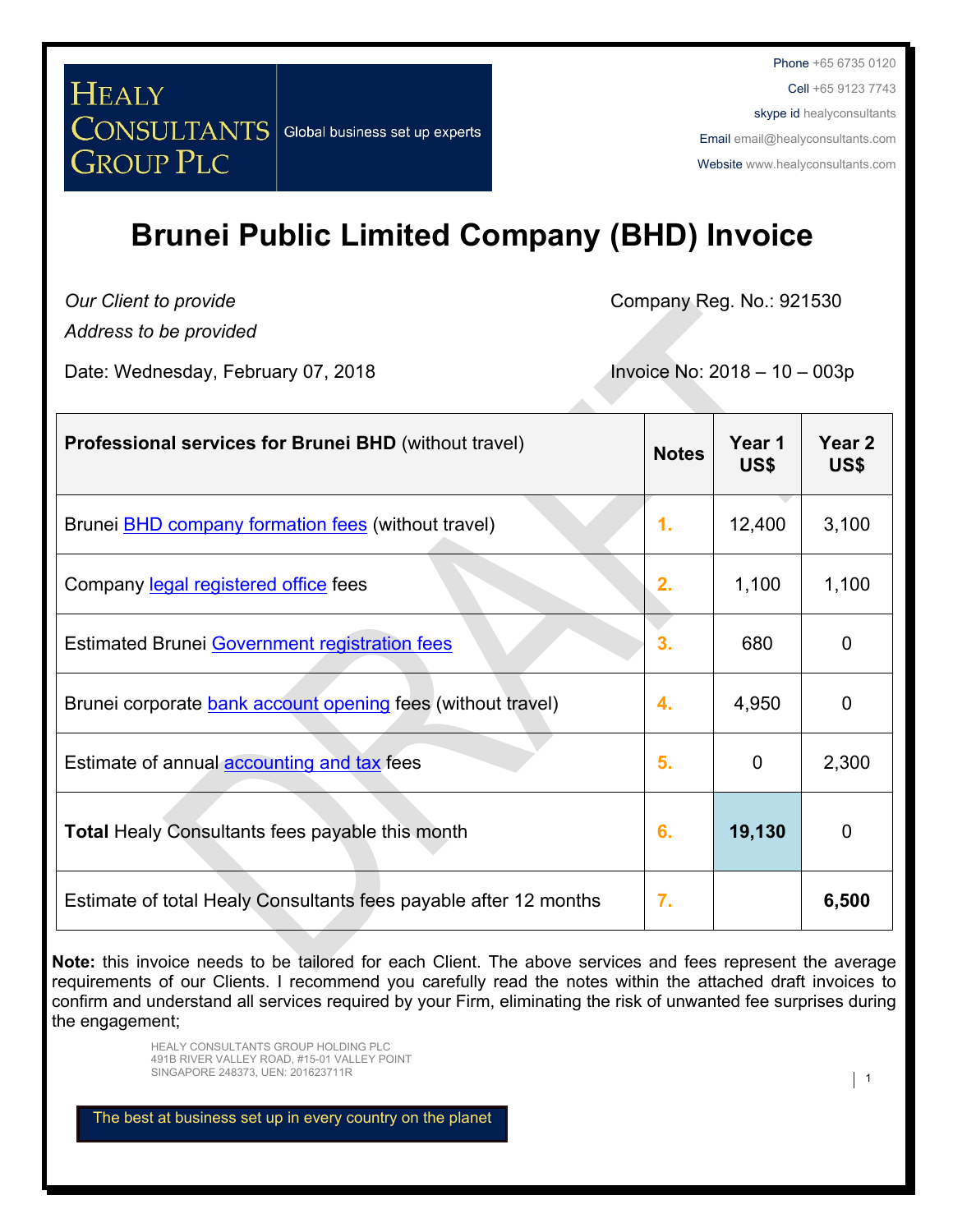HEALY CONSULTANTS GROUP PLC

Global business set up experts

Phone +65 6735 0120

Cell +65 9123 7743

skype id healyconsultants

Email email@healyconsultants.com

Website www.healyconsultants.com

# Brunei Public Limited Company (BHD) Invoice

*Our Client to provide*
*Address to be provided*

Company Reg. No.: 921530

Date: Wednesday, February 07, 2018

Invoice No: 2018 – 10 – 003p

| **Professional services for Brunei BHD** (without travel) | **Notes** | **Year 1 US$** | **Year 2 US$** |
|---|---|---|---|
| Brunei BHD company formation fees (without travel) | 1. | 12,400 | 3,100 |
| Company legal registered office fees | 2. | 1,100 | 1,100 |
| Estimated Brunei Government registration fees | 3. | 680 | 0 |
| Brunei corporate bank account opening fees (without travel) | 4. | 4,950 | 0 |
| Estimate of annual accounting and tax fees | 5. | 0 | 2,300 |
| **Total** Healy Consultants fees payable this month | 6. | **19,130** | 0 |
| Estimate of total Healy Consultants fees payable after 12 months | 7. | | **6,500** |

**Note:** this invoice needs to be tailored for each Client. The above services and fees represent the average requirements of our Clients. I recommend you carefully read the notes within the attached draft invoices to confirm and understand all services required by your Firm, eliminating the risk of unwanted fee surprises during the engagement;

HEALY CONSULTANTS GROUP HOLDING PLC
491B RIVER VALLEY ROAD, #15-01 VALLEY POINT
SINGAPORE 248373, UEN: 201623711R

The best at business set up in every country on the planet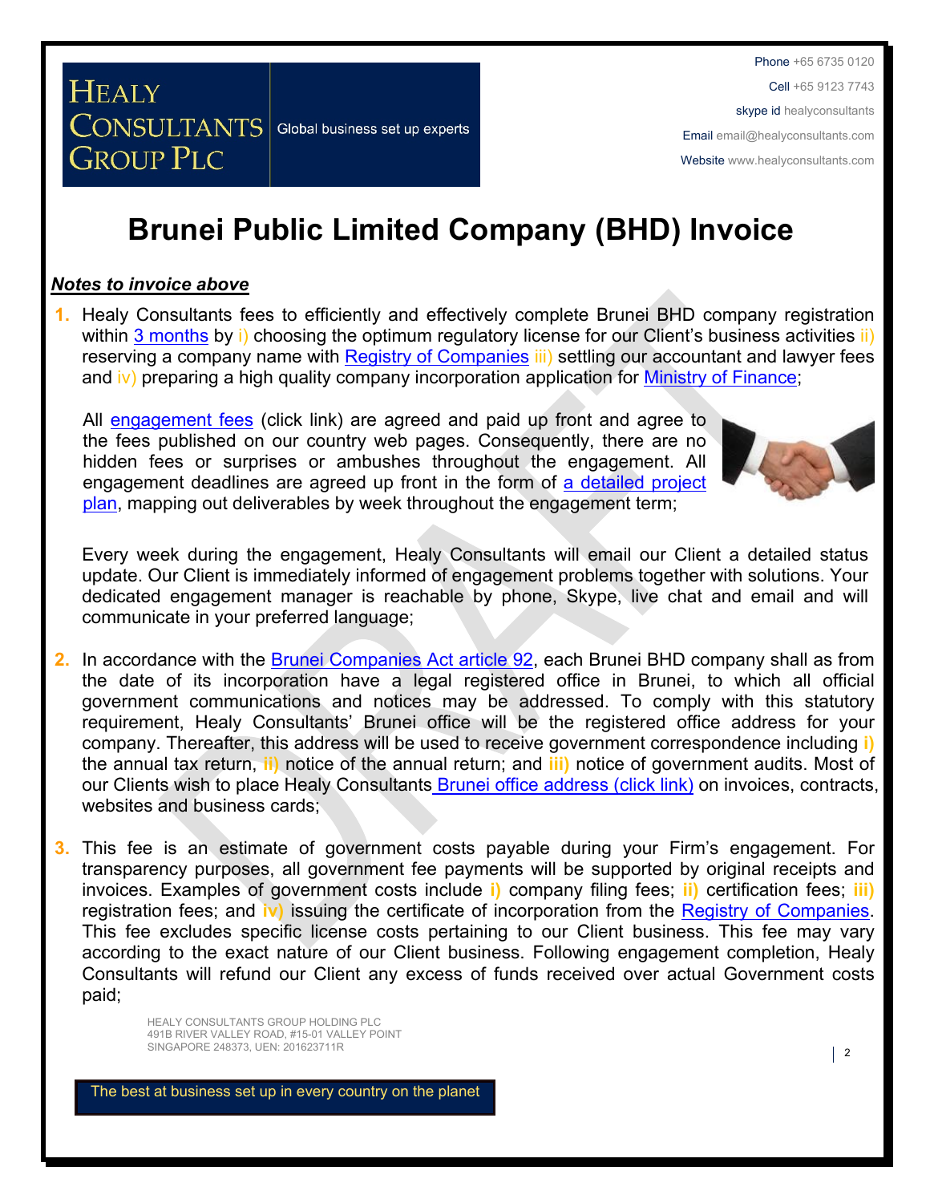# Brunei Public Limited Company (BHD) Invoice

***Notes to invoice above***

1. Healy Consultants fees to efficiently and effectively complete Brunei BHD company registration within 3 months by i) choosing the optimum regulatory license for our Client's business activities ii) reserving a company name with Registry of Companies iii) settling our accountant and lawyer fees and iv) preparing a high quality company incorporation application for Ministry of Finance;

   All engagement fees (click link) are agreed and paid up front and agree to the fees published on our country web pages. Consequently, there are no hidden fees or surprises or ambushes throughout the engagement. All engagement deadlines are agreed up front in the form of a detailed project plan, mapping out deliverables by week throughout the engagement term;

   Every week during the engagement, Healy Consultants will email our Client a detailed status update. Our Client is immediately informed of engagement problems together with solutions. Your dedicated engagement manager is reachable by phone, Skype, live chat and email and will communicate in your preferred language;

2. In accordance with the Brunei Companies Act article 92, each Brunei BHD company shall as from the date of its incorporation have a legal registered office in Brunei, to which all official government communications and notices may be addressed. To comply with this statutory requirement, Healy Consultants' Brunei office will be the registered office address for your company. Thereafter, this address will be used to receive government correspondence including **i)** the annual tax return, **ii)** notice of the annual return; and **iii)** notice of government audits. Most of our Clients wish to place Healy Consultants Brunei office address (click link) on invoices, contracts, websites and business cards;

3. This fee is an estimate of government costs payable during your Firm's engagement. For transparency purposes, all government fee payments will be supported by original receipts and invoices. Examples of government costs include **i)** company filing fees; **ii)** certification fees; **iii)** registration fees; and **iv)** issuing the certificate of incorporation from the Registry of Companies. This fee excludes specific license costs pertaining to our Client business. This fee may vary according to the exact nature of our Client business. Following engagement completion, Healy Consultants will refund our Client any excess of funds received over actual Government costs paid;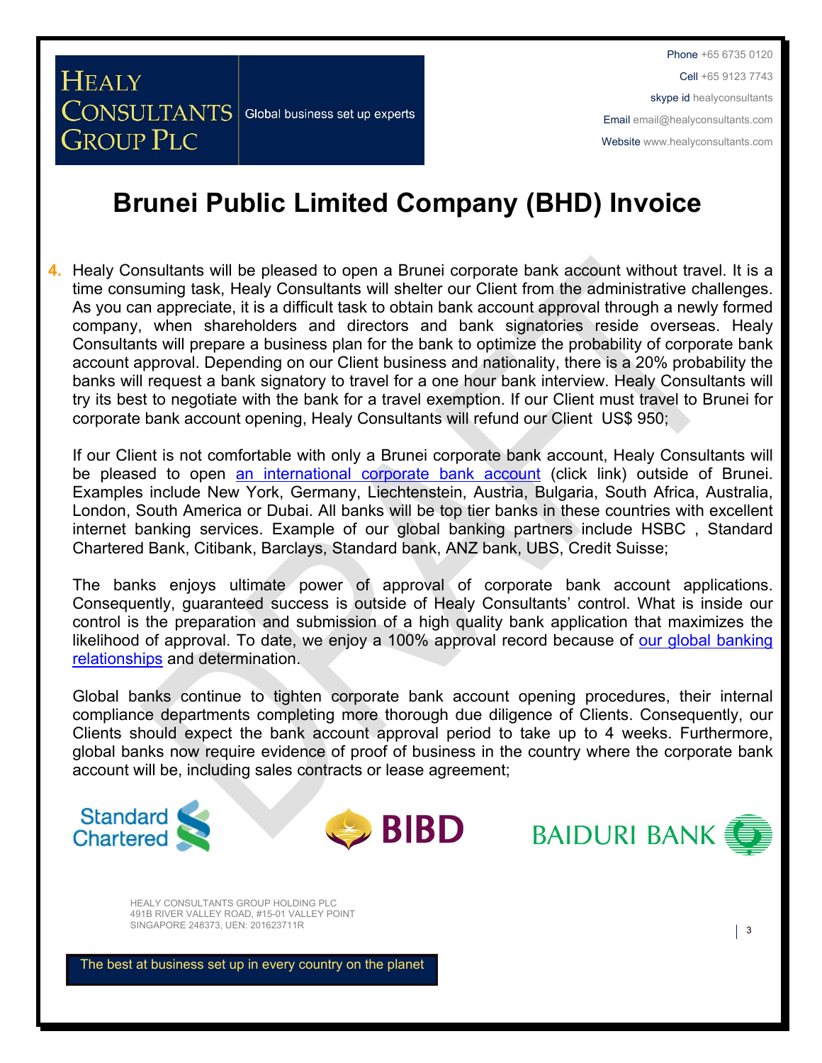# Brunei Public Limited Company (BHD) Invoice

4. Healy Consultants will be pleased to open a Brunei corporate bank account without travel. It is a time consuming task, Healy Consultants will shelter our Client from the administrative challenges. As you can appreciate, it is a difficult task to obtain bank account approval through a newly formed company, when shareholders and directors and bank signatories reside overseas. Healy Consultants will prepare a business plan for the bank to optimize the probability of corporate bank account approval. Depending on our Client business and nationality, there is a 20% probability the banks will request a bank signatory to travel for a one hour bank interview. Healy Consultants will try its best to negotiate with the bank for a travel exemption. If our Client must travel to Brunei for corporate bank account opening, Healy Consultants will refund our Client US$ 950;

   If our Client is not comfortable with only a Brunei corporate bank account, Healy Consultants will be pleased to open an international corporate bank account (click link) outside of Brunei. Examples include New York, Germany, Liechtenstein, Austria, Bulgaria, South Africa, Australia, London, South America or Dubai. All banks will be top tier banks in these countries with excellent internet banking services. Example of our global banking partners include HSBC , Standard Chartered Bank, Citibank, Barclays, Standard bank, ANZ bank, UBS, Credit Suisse;

   The banks enjoys ultimate power of approval of corporate bank account applications. Consequently, guaranteed success is outside of Healy Consultants' control. What is inside our control is the preparation and submission of a high quality bank application that maximizes the likelihood of approval. To date, we enjoy a 100% approval record because of our global banking relationships and determination.

   Global banks continue to tighten corporate bank account opening procedures, their internal compliance departments completing more thorough due diligence of Clients. Consequently, our Clients should expect the bank account approval period to take up to 4 weeks. Furthermore, global banks now require evidence of proof of business in the country where the corporate bank account will be, including sales contracts or lease agreement;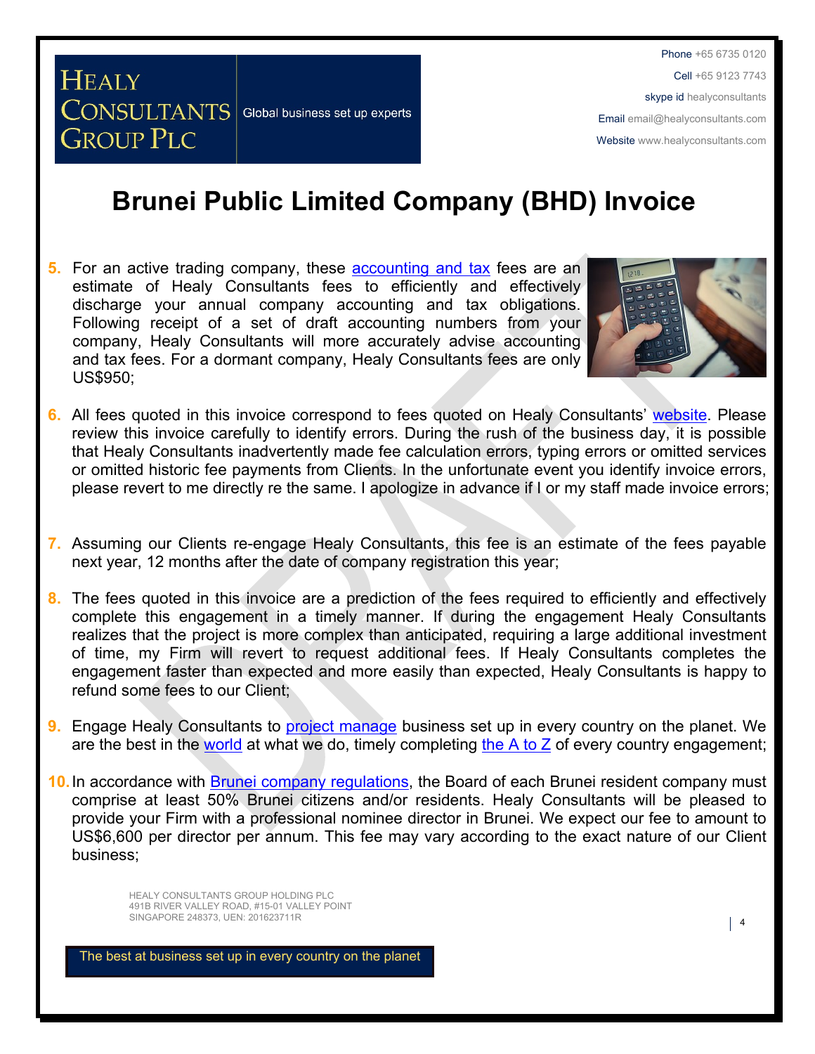# Brunei Public Limited Company (BHD) Invoice

5. For an active trading company, these accounting and tax fees are an estimate of Healy Consultants fees to efficiently and effectively discharge your annual company accounting and tax obligations. Following receipt of a set of draft accounting numbers from your company, Healy Consultants will more accurately advise accounting and tax fees. For a dormant company, Healy Consultants fees are only US$950;

6. All fees quoted in this invoice correspond to fees quoted on Healy Consultants' website. Please review this invoice carefully to identify errors. During the rush of the business day, it is possible that Healy Consultants inadvertently made fee calculation errors, typing errors or omitted services or omitted historic fee payments from Clients. In the unfortunate event you identify invoice errors, please revert to me directly re the same. I apologize in advance if I or my staff made invoice errors;

7. Assuming our Clients re-engage Healy Consultants, this fee is an estimate of the fees payable next year, 12 months after the date of company registration this year;

8. The fees quoted in this invoice are a prediction of the fees required to efficiently and effectively complete this engagement in a timely manner. If during the engagement Healy Consultants realizes that the project is more complex than anticipated, requiring a large additional investment of time, my Firm will revert to request additional fees. If Healy Consultants completes the engagement faster than expected and more easily than expected, Healy Consultants is happy to refund some fees to our Client;

9. Engage Healy Consultants to project manage business set up in every country on the planet. We are the best in the world at what we do, timely completing the A to Z of every country engagement;

10. In accordance with Brunei company regulations, the Board of each Brunei resident company must comprise at least 50% Brunei citizens and/or residents. Healy Consultants will be pleased to provide your Firm with a professional nominee director in Brunei. We expect our fee to amount to US$6,600 per director per annum. This fee may vary according to the exact nature of our Client business;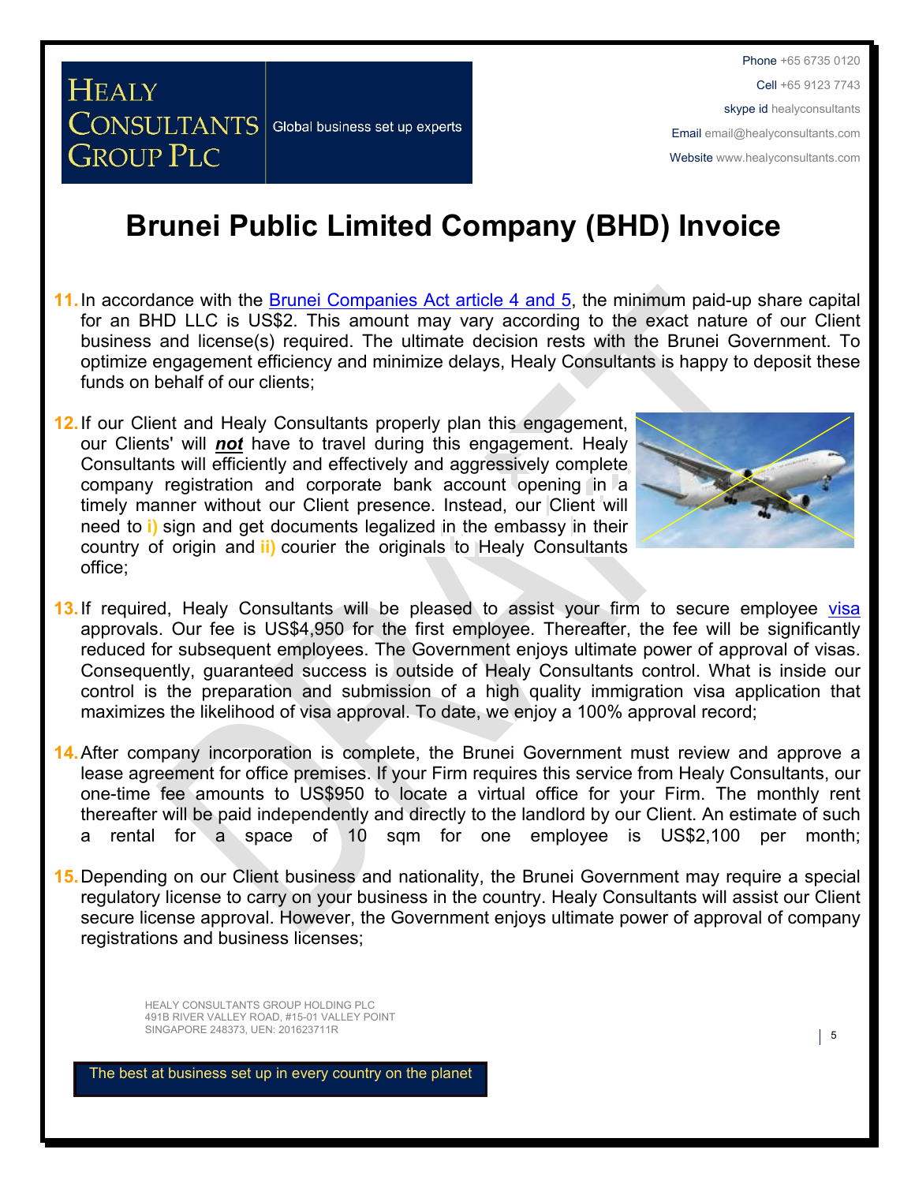# Brunei Public Limited Company (BHD) Invoice

11. In accordance with the Brunei Companies Act article 4 and 5, the minimum paid-up share capital for an BHD LLC is US$2. This amount may vary according to the exact nature of our Client business and license(s) required. The ultimate decision rests with the Brunei Government. To optimize engagement efficiency and minimize delays, Healy Consultants is happy to deposit these funds on behalf of our clients;

12. If our Client and Healy Consultants properly plan this engagement, our Clients' will ***not*** have to travel during this engagement. Healy Consultants will efficiently and effectively and aggressively complete company registration and corporate bank account opening in a timely manner without our Client presence. Instead, our Client will need to **i)** sign and get documents legalized in the embassy in their country of origin and **ii)** courier the originals to Healy Consultants office;

13. If required, Healy Consultants will be pleased to assist your firm to secure employee visa approvals. Our fee is US$4,950 for the first employee. Thereafter, the fee will be significantly reduced for subsequent employees. The Government enjoys ultimate power of approval of visas. Consequently, guaranteed success is outside of Healy Consultants control. What is inside our control is the preparation and submission of a high quality immigration visa application that maximizes the likelihood of visa approval. To date, we enjoy a 100% approval record;

14. After company incorporation is complete, the Brunei Government must review and approve a lease agreement for office premises. If your Firm requires this service from Healy Consultants, our one-time fee amounts to US$950 to locate a virtual office for your Firm. The monthly rent thereafter will be paid independently and directly to the landlord by our Client. An estimate of such a rental for a space of 10 sqm for one employee is US$2,100 per month;

15. Depending on our Client business and nationality, the Brunei Government may require a special regulatory license to carry on your business in the country. Healy Consultants will assist our Client secure license approval. However, the Government enjoys ultimate power of approval of company registrations and business licenses;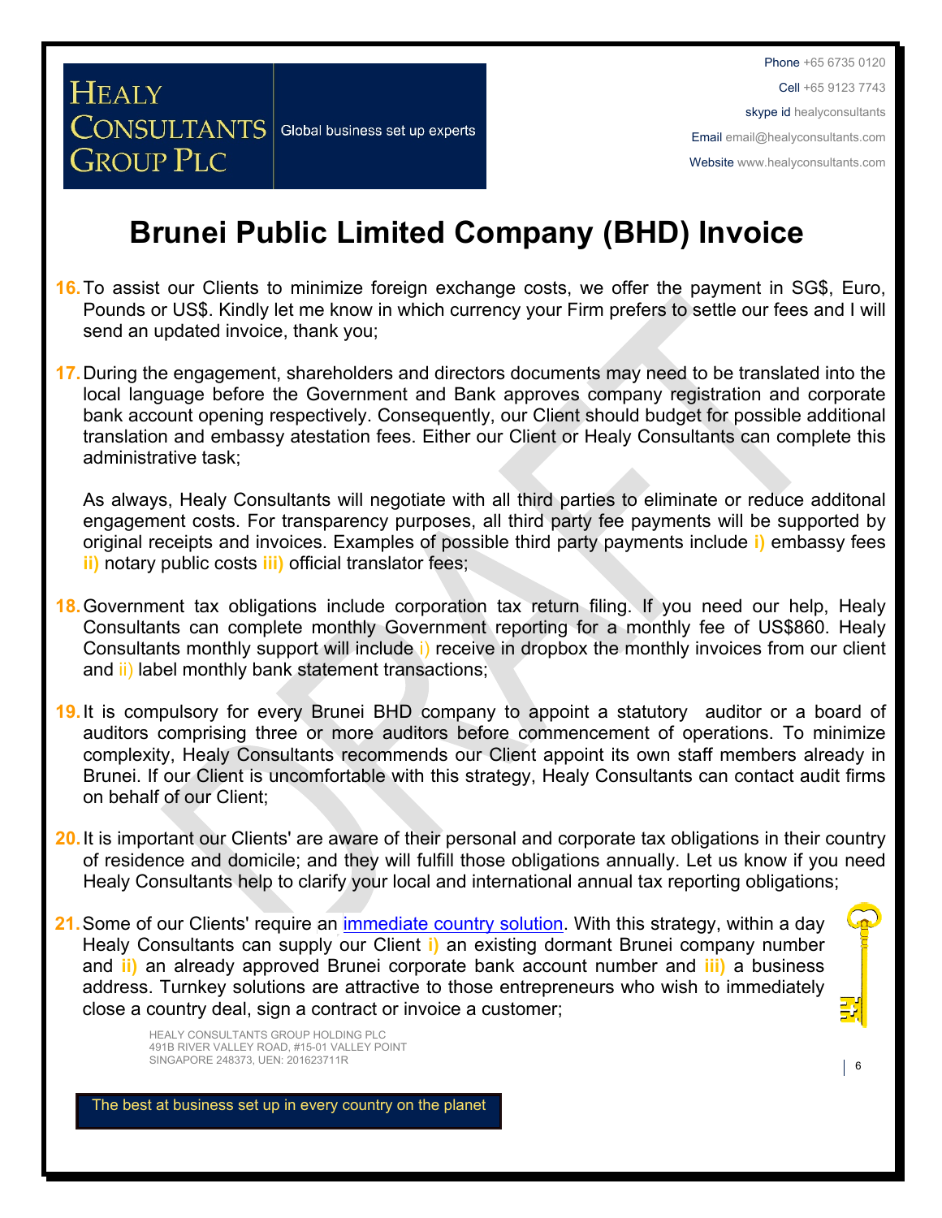# Brunei Public Limited Company (BHD) Invoice

16. To assist our Clients to minimize foreign exchange costs, we offer the payment in SG$, Euro, Pounds or US$. Kindly let me know in which currency your Firm prefers to settle our fees and I will send an updated invoice, thank you;

17. During the engagement, shareholders and directors documents may need to be translated into the local language before the Government and Bank approves company registration and corporate bank account opening respectively. Consequently, our Client should budget for possible additional translation and embassy atestation fees. Either our Client or Healy Consultants can complete this administrative task;

    As always, Healy Consultants will negotiate with all third parties to eliminate or reduce additonal engagement costs. For transparency purposes, all third party fee payments will be supported by original receipts and invoices. Examples of possible third party payments include **i)** embassy fees **ii)** notary public costs **iii)** official translator fees;

18. Government tax obligations include corporation tax return filing. If you need our help, Healy Consultants can complete monthly Government reporting for a monthly fee of US$860. Healy Consultants monthly support will include i) receive in dropbox the monthly invoices from our client and ii) label monthly bank statement transactions;

19. It is compulsory for every Brunei BHD company to appoint a statutory auditor or a board of auditors comprising three or more auditors before commencement of operations. To minimize complexity, Healy Consultants recommends our Client appoint its own staff members already in Brunei. If our Client is uncomfortable with this strategy, Healy Consultants can contact audit firms on behalf of our Client;

20. It is important our Clients' are aware of their personal and corporate tax obligations in their country of residence and domicile; and they will fulfill those obligations annually. Let us know if you need Healy Consultants help to clarify your local and international annual tax reporting obligations;

21. Some of our Clients' require an immediate country solution. With this strategy, within a day Healy Consultants can supply our Client **i)** an existing dormant Brunei company number and **ii)** an already approved Brunei corporate bank account number and **iii)** a business address. Turnkey solutions are attractive to those entrepreneurs who wish to immediately close a country deal, sign a contract or invoice a customer;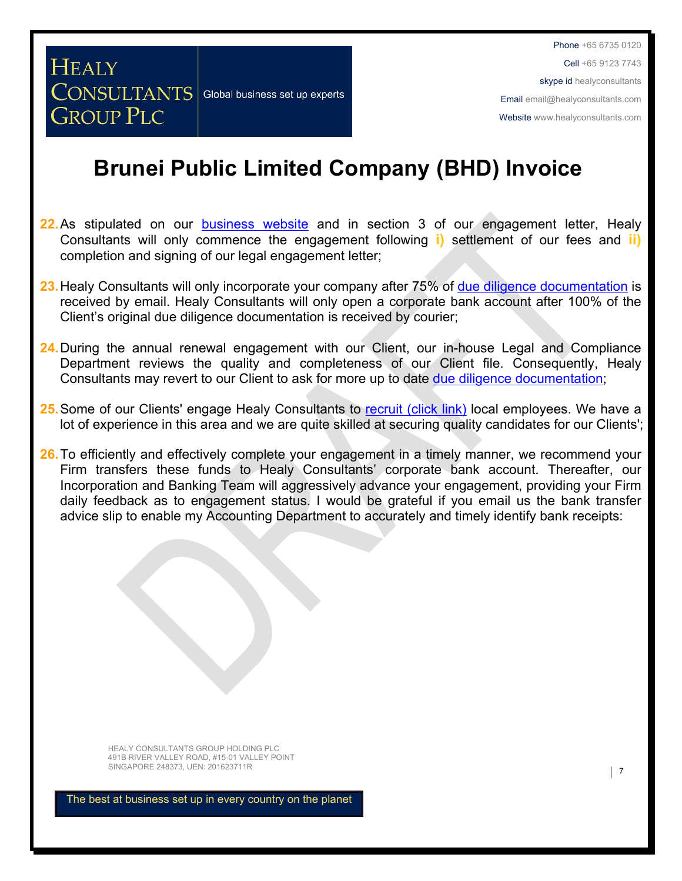# Brunei Public Limited Company (BHD) Invoice

22. As stipulated on our business website and in section 3 of our engagement letter, Healy Consultants will only commence the engagement following **i)** settlement of our fees and **ii)** completion and signing of our legal engagement letter;

23. Healy Consultants will only incorporate your company after 75% of due diligence documentation is received by email. Healy Consultants will only open a corporate bank account after 100% of the Client's original due diligence documentation is received by courier;

24. During the annual renewal engagement with our Client, our in-house Legal and Compliance Department reviews the quality and completeness of our Client file. Consequently, Healy Consultants may revert to our Client to ask for more up to date due diligence documentation;

25. Some of our Clients' engage Healy Consultants to recruit (click link) local employees. We have a lot of experience in this area and we are quite skilled at securing quality candidates for our Clients';

26. To efficiently and effectively complete your engagement in a timely manner, we recommend your Firm transfers these funds to Healy Consultants' corporate bank account. Thereafter, our Incorporation and Banking Team will aggressively advance your engagement, providing your Firm daily feedback as to engagement status. I would be grateful if you email us the bank transfer advice slip to enable my Accounting Department to accurately and timely identify bank receipts: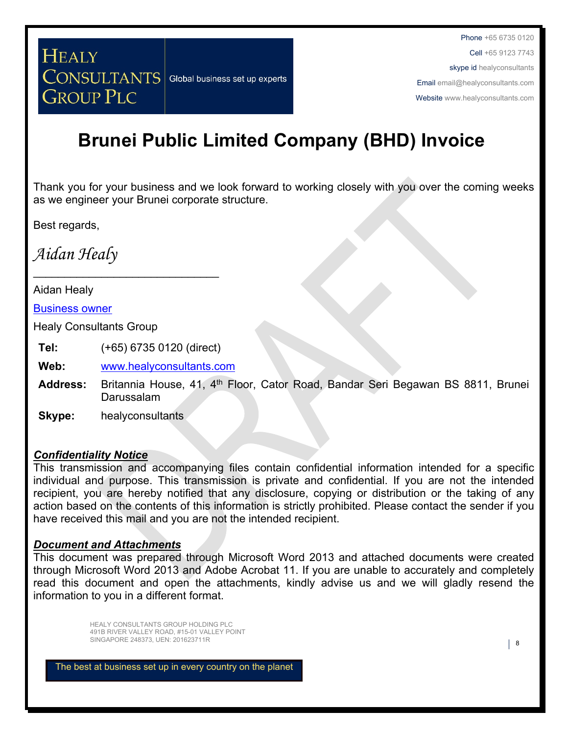# Brunei Public Limited Company (BHD) Invoice

Thank you for your business and we look forward to working closely with you over the coming weeks as we engineer your Brunei corporate structure.

Best regards,

*Aidan Healy*

______________________________

Aidan Healy

[Business owner]

Healy Consultants Group

| | |
|---|---|
| **Tel:** | (+65) 6735 0120 (direct) |
| **Web:** | [www.healyconsultants.com] |
| **Address:** | Britannia House, 41, 4th Floor, Cator Road, Bandar Seri Begawan BS 8811, Brunei Darussalam |
| **Skype:** | healyconsultants |

***Confidentiality Notice***

This transmission and accompanying files contain confidential information intended for a specific individual and purpose. This transmission is private and confidential. If you are not the intended recipient, you are hereby notified that any disclosure, copying or distribution or the taking of any action based on the contents of this information is strictly prohibited. Please contact the sender if you have received this mail and you are not the intended recipient.

***Document and Attachments***

This document was prepared through Microsoft Word 2013 and attached documents were created through Microsoft Word 2013 and Adobe Acrobat 11. If you are unable to accurately and completely read this document and open the attachments, kindly advise us and we will gladly resend the information to you in a different format.